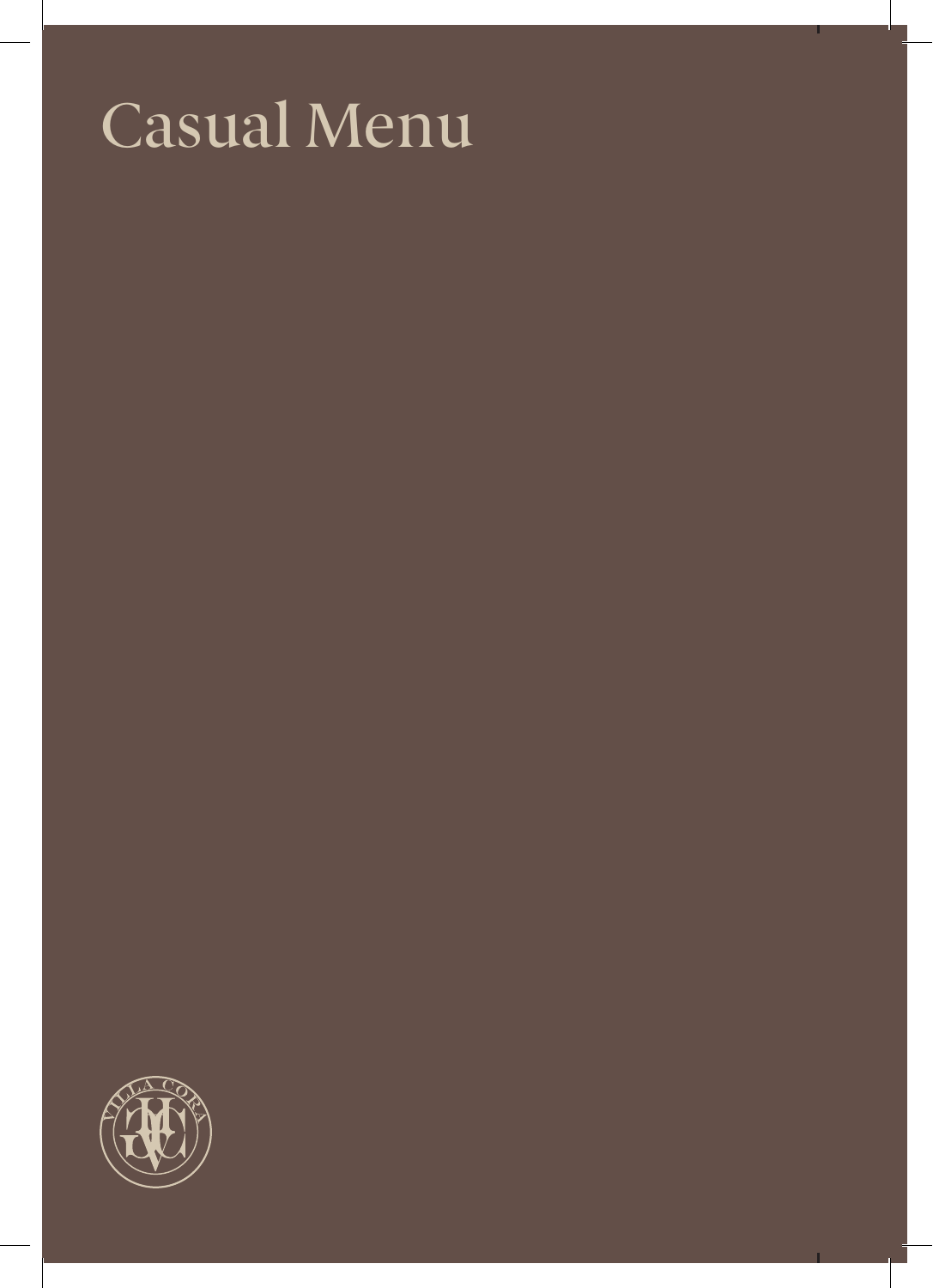# Casual Menu

VILLA CORA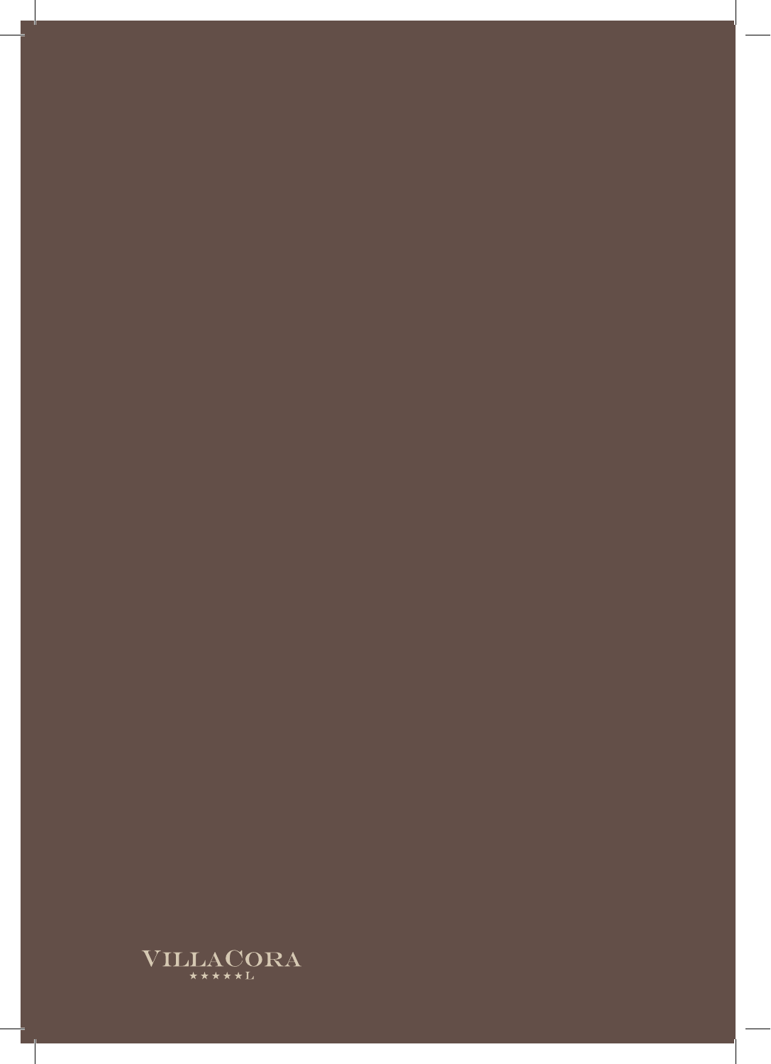VILLACORA

★★★★★L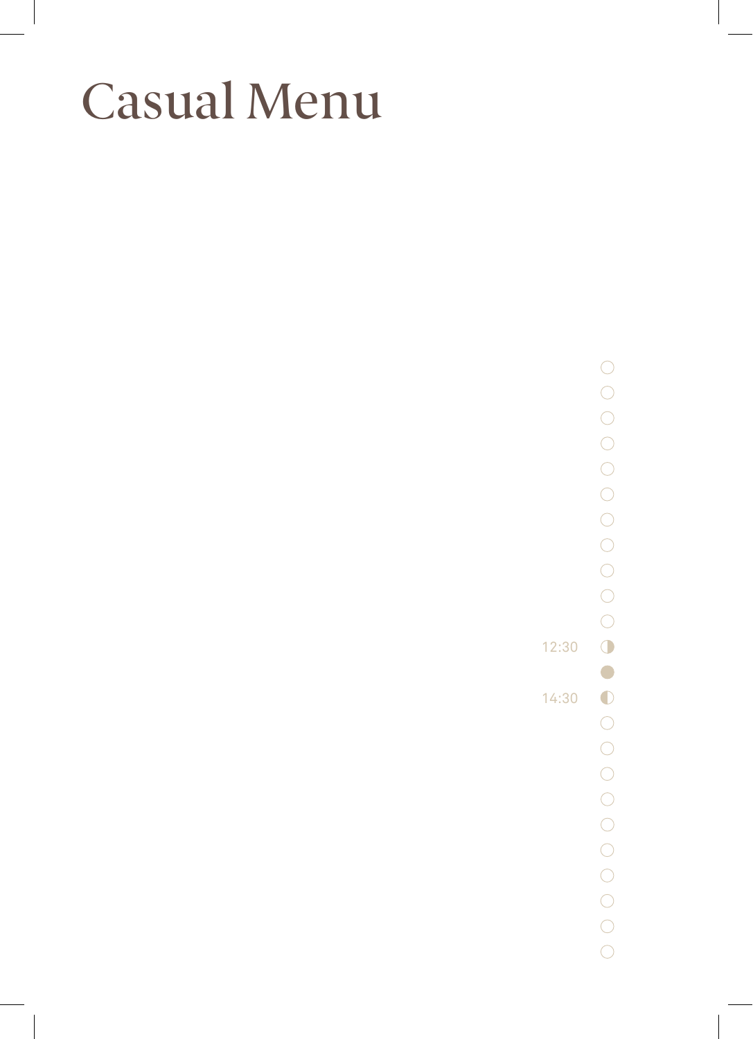# Casual Menu

12:30

14:30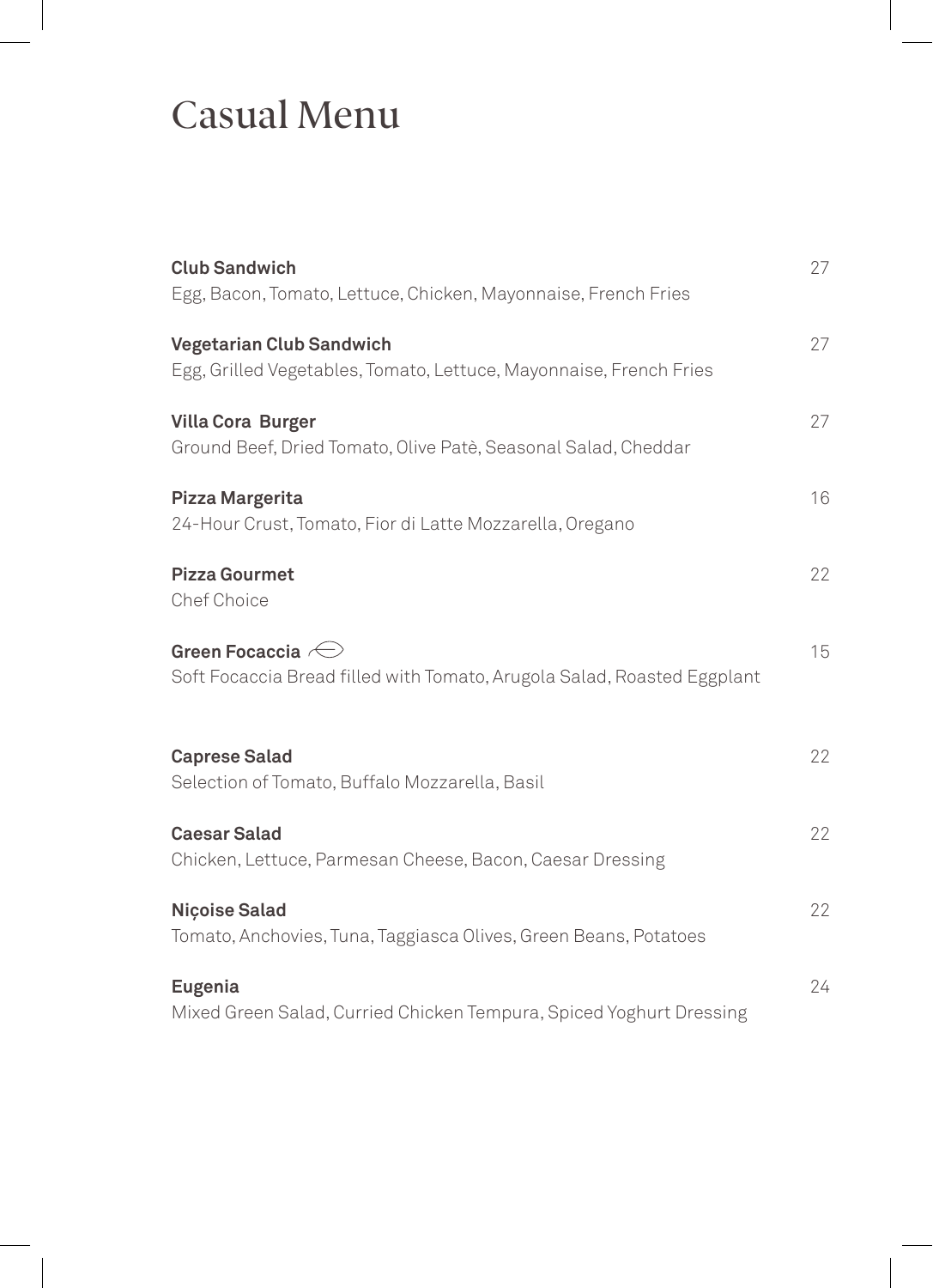# Casual Menu

**Club Sandwich** 27
Egg, Bacon, Tomato, Lettuce, Chicken, Mayonnaise, French Fries

**Vegetarian Club Sandwich** 27
Egg, Grilled Vegetables, Tomato, Lettuce, Mayonnaise, French Fries

**Villa Cora Burger** 27
Ground Beef, Dried Tomato, Olive Patè, Seasonal Salad, Cheddar

**Pizza Margerita** 16
24-Hour Crust, Tomato, Fior di Latte Mozzarella, Oregano

**Pizza Gourmet** 22
Chef Choice

**Green Focaccia** 15
Soft Focaccia Bread filled with Tomato, Arugola Salad, Roasted Eggplant

**Caprese Salad** 22
Selection of Tomato, Buffalo Mozzarella, Basil

**Caesar Salad** 22
Chicken, Lettuce, Parmesan Cheese, Bacon, Caesar Dressing

**Niçoise Salad** 22
Tomato, Anchovies, Tuna, Taggiasca Olives, Green Beans, Potatoes

**Eugenia** 24
Mixed Green Salad, Curried Chicken Tempura, Spiced Yoghurt Dressing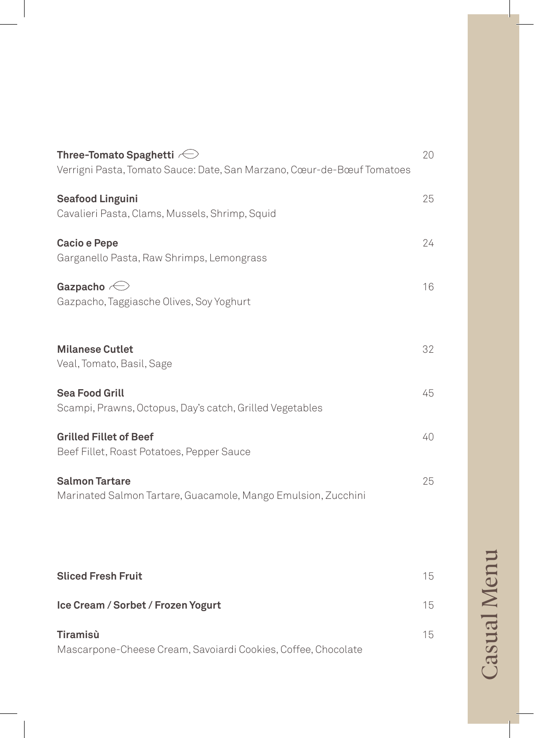# Casual Menu

**Three-Tomato Spaghetti** 🍃 — 20
Verrigni Pasta, Tomato Sauce: Date, San Marzano, Cœur-de-Bœuf Tomatoes

**Seafood Linguini** — 25
Cavalieri Pasta, Clams, Mussels, Shrimp, Squid

**Cacio e Pepe** — 24
Garganello Pasta, Raw Shrimps, Lemongrass

**Gazpacho** 🍃 — 16
Gazpacho, Taggiasche Olives, Soy Yoghurt

**Milanese Cutlet** — 32
Veal, Tomato, Basil, Sage

**Sea Food Grill** — 45
Scampi, Prawns, Octopus, Day's catch, Grilled Vegetables

**Grilled Fillet of Beef** — 40
Beef Fillet, Roast Potatoes, Pepper Sauce

**Salmon Tartare** — 25
Marinated Salmon Tartare, Guacamole, Mango Emulsion, Zucchini

**Sliced Fresh Fruit** — 15

**Ice Cream / Sorbet / Frozen Yogurt** — 15

**Tiramisù** — 15
Mascarpone-Cheese Cream, Savoiardi Cookies, Coffee, Chocolate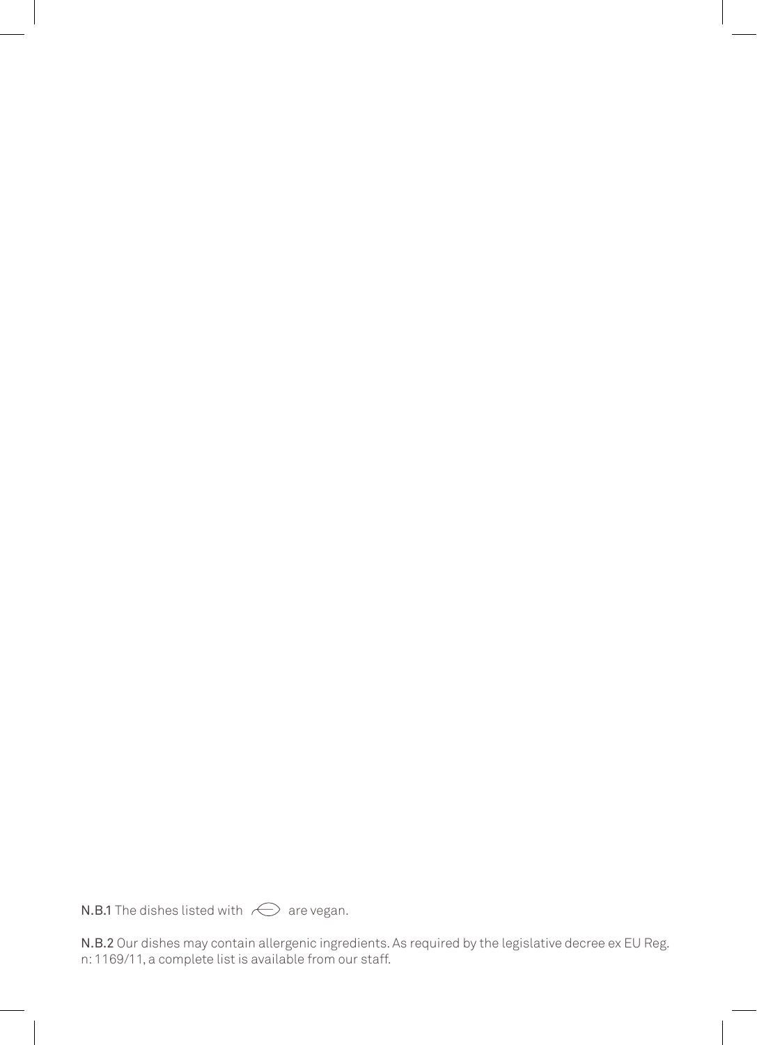**N.B.1** The dishes listed with ⊖ are vegan.

**N.B.2** Our dishes may contain allergenic ingredients. As required by the legislative decree ex EU Reg. n: 1169/11, a complete list is available from our staff.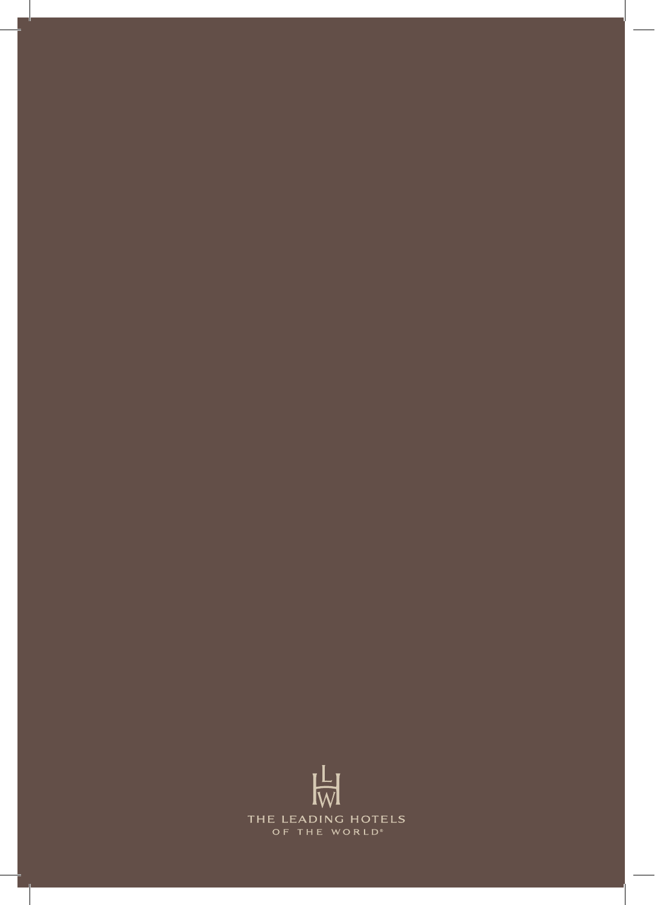THE LEADING HOTELS

OF THE WORLD®